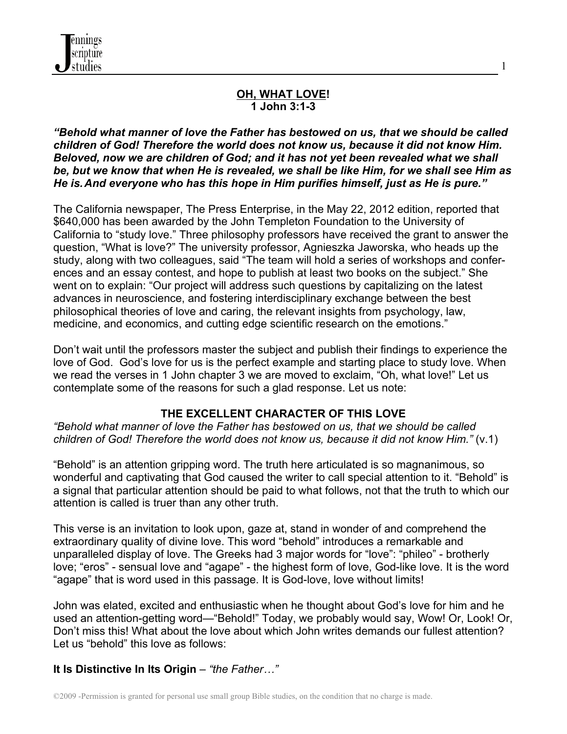# OH, WHAT LOVE!

## 1 John 3:1-3

***"Behold what manner of love the Father has bestowed on us, that we should be called children of God! Therefore the world does not know us, because it did not know Him. Beloved, now we are children of God; and it has not yet been revealed what we shall be, but we know that when He is revealed, we shall be like Him, for we shall see Him as He is. And everyone who has this hope in Him purifies himself, just as He is pure."***

The California newspaper, The Press Enterprise, in the May 22, 2012 edition, reported that $640,000 has been awarded by the John Templeton Foundation to the University of California to "study love." Three philosophy professors have received the grant to answer the question, "What is love?" The university professor, Agnieszka Jaworska, who heads up the study, along with two colleagues, said "The team will hold a series of workshops and conferences and an essay contest, and hope to publish at least two books on the subject." She went on to explain: "Our project will address such questions by capitalizing on the latest advances in neuroscience, and fostering interdisciplinary exchange between the best philosophical theories of love and caring, the relevant insights from psychology, law, medicine, and economics, and cutting edge scientific research on the emotions."

Don't wait until the professors master the subject and publish their findings to experience the love of God. God's love for us is the perfect example and starting place to study love. When we read the verses in 1 John chapter 3 we are moved to exclaim, "Oh, what love!" Let us contemplate some of the reasons for such a glad response. Let us note:

### THE EXCELLENT CHARACTER OF THIS LOVE

*"Behold what manner of love the Father has bestowed on us, that we should be called children of God! Therefore the world does not know us, because it did not know Him."* (v.1)

"Behold" is an attention gripping word. The truth here articulated is so magnanimous, so wonderful and captivating that God caused the writer to call special attention to it. "Behold" is a signal that particular attention should be paid to what follows, not that the truth to which our attention is called is truer than any other truth.

This verse is an invitation to look upon, gaze at, stand in wonder of and comprehend the extraordinary quality of divine love. This word "behold" introduces a remarkable and unparalleled display of love. The Greeks had 3 major words for "love": "phileo" - brotherly love; "eros" - sensual love and "agape" - the highest form of love, God-like love. It is the word "agape" that is word used in this passage. It is God-love, love without limits!

John was elated, excited and enthusiastic when he thought about God's love for him and he used an attention-getting word—"Behold!" Today, we probably would say, Wow! Or, Look! Or, Don't miss this! What about the love about which John writes demands our fullest attention? Let us "behold" this love as follows:

**It Is Distinctive In Its Origin** – *"the Father…"*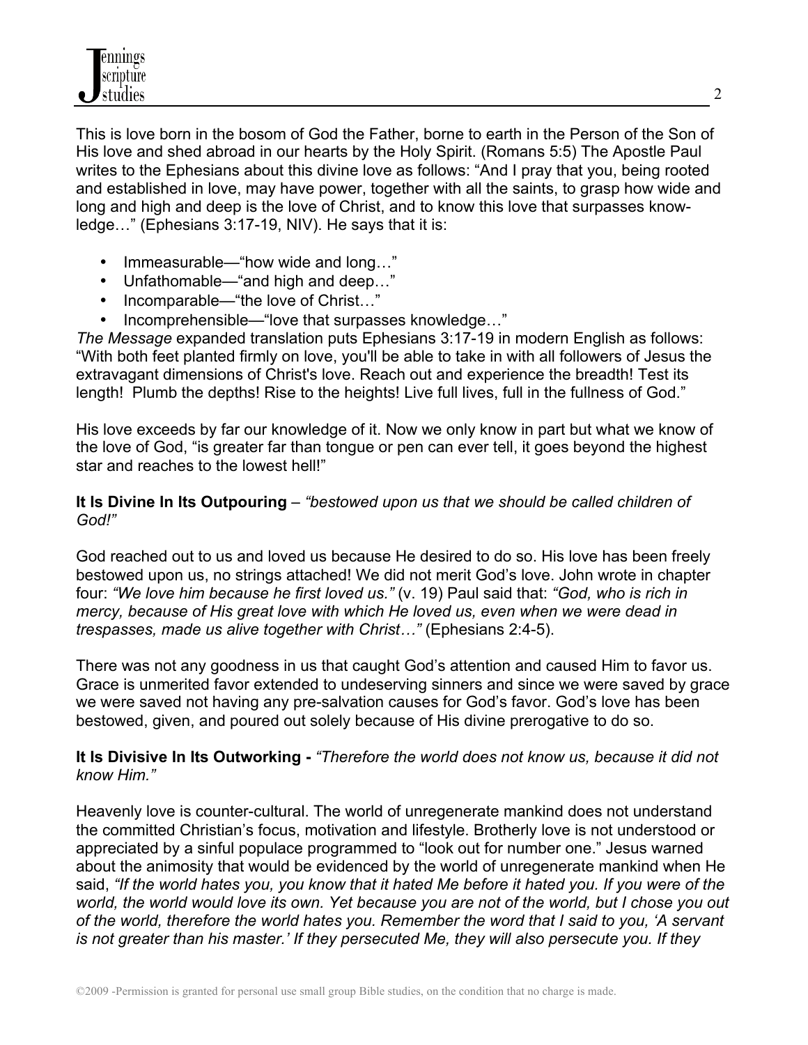This is love born in the bosom of God the Father, borne to earth in the Person of the Son of His love and shed abroad in our hearts by the Holy Spirit. (Romans 5:5) The Apostle Paul writes to the Ephesians about this divine love as follows: "And I pray that you, being rooted and established in love, may have power, together with all the saints, to grasp how wide and long and high and deep is the love of Christ, and to know this love that surpasses knowledge…" (Ephesians 3:17-19, NIV). He says that it is:

- Immeasurable—"how wide and long…"
- Unfathomable—"and high and deep…"
- Incomparable—"the love of Christ…"
- Incomprehensible—"love that surpasses knowledge…"

*The Message* expanded translation puts Ephesians 3:17-19 in modern English as follows: "With both feet planted firmly on love, you'll be able to take in with all followers of Jesus the extravagant dimensions of Christ's love. Reach out and experience the breadth! Test its length! Plumb the depths! Rise to the heights! Live full lives, full in the fullness of God."

His love exceeds by far our knowledge of it. Now we only know in part but what we know of the love of God, "is greater far than tongue or pen can ever tell, it goes beyond the highest star and reaches to the lowest hell!"

**It Is Divine In Its Outpouring** – *"bestowed upon us that we should be called children of God!"*

God reached out to us and loved us because He desired to do so. His love has been freely bestowed upon us, no strings attached! We did not merit God's love. John wrote in chapter four: *"We love him because he first loved us."* (v. 19) Paul said that: *"God, who is rich in mercy, because of His great love with which He loved us, even when we were dead in trespasses, made us alive together with Christ…"* (Ephesians 2:4-5).

There was not any goodness in us that caught God's attention and caused Him to favor us. Grace is unmerited favor extended to undeserving sinners and since we were saved by grace we were saved not having any pre-salvation causes for God's favor. God's love has been bestowed, given, and poured out solely because of His divine prerogative to do so.

**It Is Divisive In Its Outworking -** *"Therefore the world does not know us, because it did not know Him."*

Heavenly love is counter-cultural. The world of unregenerate mankind does not understand the committed Christian's focus, motivation and lifestyle. Brotherly love is not understood or appreciated by a sinful populace programmed to "look out for number one." Jesus warned about the animosity that would be evidenced by the world of unregenerate mankind when He said, *"If the world hates you, you know that it hated Me before it hated you. If you were of the world, the world would love its own. Yet because you are not of the world, but I chose you out of the world, therefore the world hates you. Remember the word that I said to you, 'A servant is not greater than his master.' If they persecuted Me, they will also persecute you. If they*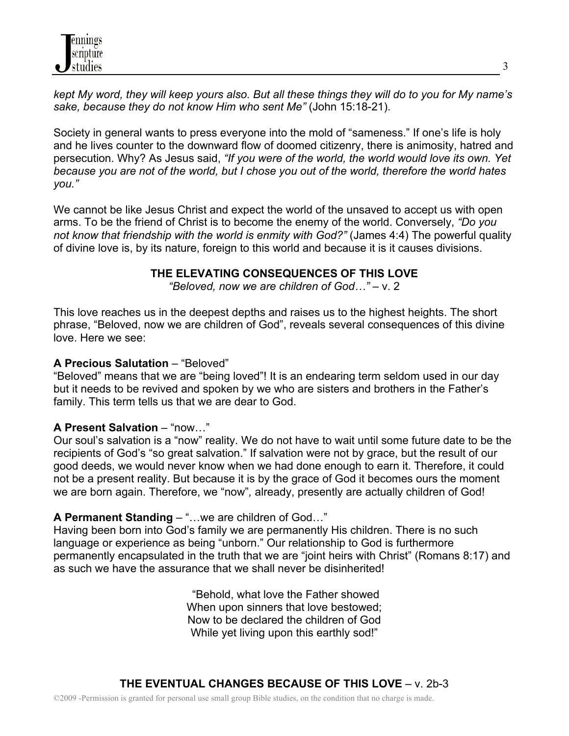*kept My word, they will keep yours also. But all these things they will do to you for My name's sake, because they do not know Him who sent Me"* (John 15:18-21).

Society in general wants to press everyone into the mold of "sameness." If one's life is holy and he lives counter to the downward flow of doomed citizenry, there is animosity, hatred and persecution. Why? As Jesus said, *"If you were of the world, the world would love its own. Yet because you are not of the world, but I chose you out of the world, therefore the world hates you."*

We cannot be like Jesus Christ and expect the world of the unsaved to accept us with open arms. To be the friend of Christ is to become the enemy of the world. Conversely, *"Do you not know that friendship with the world is enmity with God?"* (James 4:4) The powerful quality of divine love is, by its nature, foreign to this world and because it is it causes divisions.

## THE ELEVATING CONSEQUENCES OF THIS LOVE

*"Beloved, now we are children of God…"* – v. 2

This love reaches us in the deepest depths and raises us to the highest heights. The short phrase, "Beloved, now we are children of God", reveals several consequences of this divine love. Here we see:

**A Precious Salutation** – "Beloved"
"Beloved" means that we are "being loved"! It is an endearing term seldom used in our day but it needs to be revived and spoken by we who are sisters and brothers in the Father's family. This term tells us that we are dear to God.

**A Present Salvation** – "now…"
Our soul's salvation is a "now" reality. We do not have to wait until some future date to be the recipients of God's "so great salvation." If salvation were not by grace, but the result of our good deeds, we would never know when we had done enough to earn it. Therefore, it could not be a present reality. But because it is by the grace of God it becomes ours the moment we are born again. Therefore, we "now", already, presently are actually children of God!

**A Permanent Standing** – "…we are children of God…"
Having been born into God's family we are permanently His children. There is no such language or experience as being "unborn." Our relationship to God is furthermore permanently encapsulated in the truth that we are "joint heirs with Christ" (Romans 8:17) and as such we have the assurance that we shall never be disinherited!

"Behold, what love the Father showed
When upon sinners that love bestowed;
Now to be declared the children of God
While yet living upon this earthly sod!"

## THE EVENTUAL CHANGES BECAUSE OF THIS LOVE – v. 2b-3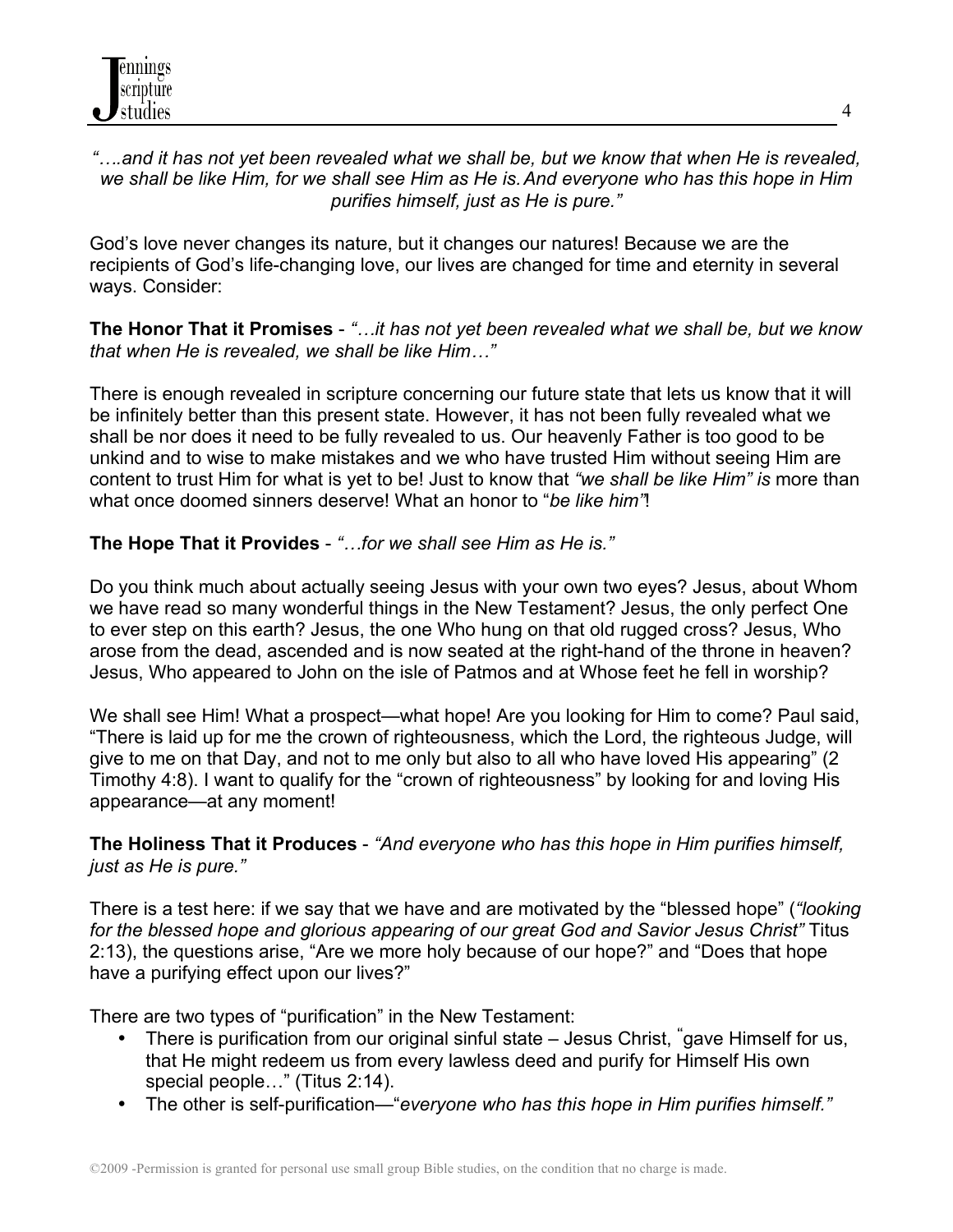*"….and it has not yet been revealed what we shall be, but we know that when He is revealed, we shall be like Him, for we shall see Him as He is. And everyone who has this hope in Him purifies himself, just as He is pure."*

God's love never changes its nature, but it changes our natures! Because we are the recipients of God's life-changing love, our lives are changed for time and eternity in several ways. Consider:

**The Honor That it Promises** - *"…it has not yet been revealed what we shall be, but we know that when He is revealed, we shall be like Him…"*

There is enough revealed in scripture concerning our future state that lets us know that it will be infinitely better than this present state. However, it has not been fully revealed what we shall be nor does it need to be fully revealed to us. Our heavenly Father is too good to be unkind and to wise to make mistakes and we who have trusted Him without seeing Him are content to trust Him for what is yet to be! Just to know that *"we shall be like Him" is* more than what once doomed sinners deserve! What an honor to "*be like him"*!

**The Hope That it Provides** - *"…for we shall see Him as He is."*

Do you think much about actually seeing Jesus with your own two eyes? Jesus, about Whom we have read so many wonderful things in the New Testament? Jesus, the only perfect One to ever step on this earth? Jesus, the one Who hung on that old rugged cross? Jesus, Who arose from the dead, ascended and is now seated at the right-hand of the throne in heaven? Jesus, Who appeared to John on the isle of Patmos and at Whose feet he fell in worship?

We shall see Him! What a prospect—what hope! Are you looking for Him to come? Paul said, "There is laid up for me the crown of righteousness, which the Lord, the righteous Judge, will give to me on that Day, and not to me only but also to all who have loved His appearing" (2 Timothy 4:8). I want to qualify for the "crown of righteousness" by looking for and loving His appearance—at any moment!

**The Holiness That it Produces** - *"And everyone who has this hope in Him purifies himself, just as He is pure."*

There is a test here: if we say that we have and are motivated by the "blessed hope" (*"looking for the blessed hope and glorious appearing of our great God and Savior Jesus Christ"* Titus 2:13), the questions arise, "Are we more holy because of our hope?" and "Does that hope have a purifying effect upon our lives?"

There are two types of "purification" in the New Testament:

- There is purification from our original sinful state – Jesus Christ, "gave Himself for us, that He might redeem us from every lawless deed and purify for Himself His own special people…" (Titus 2:14).
- The other is self-purification—"*everyone who has this hope in Him purifies himself."*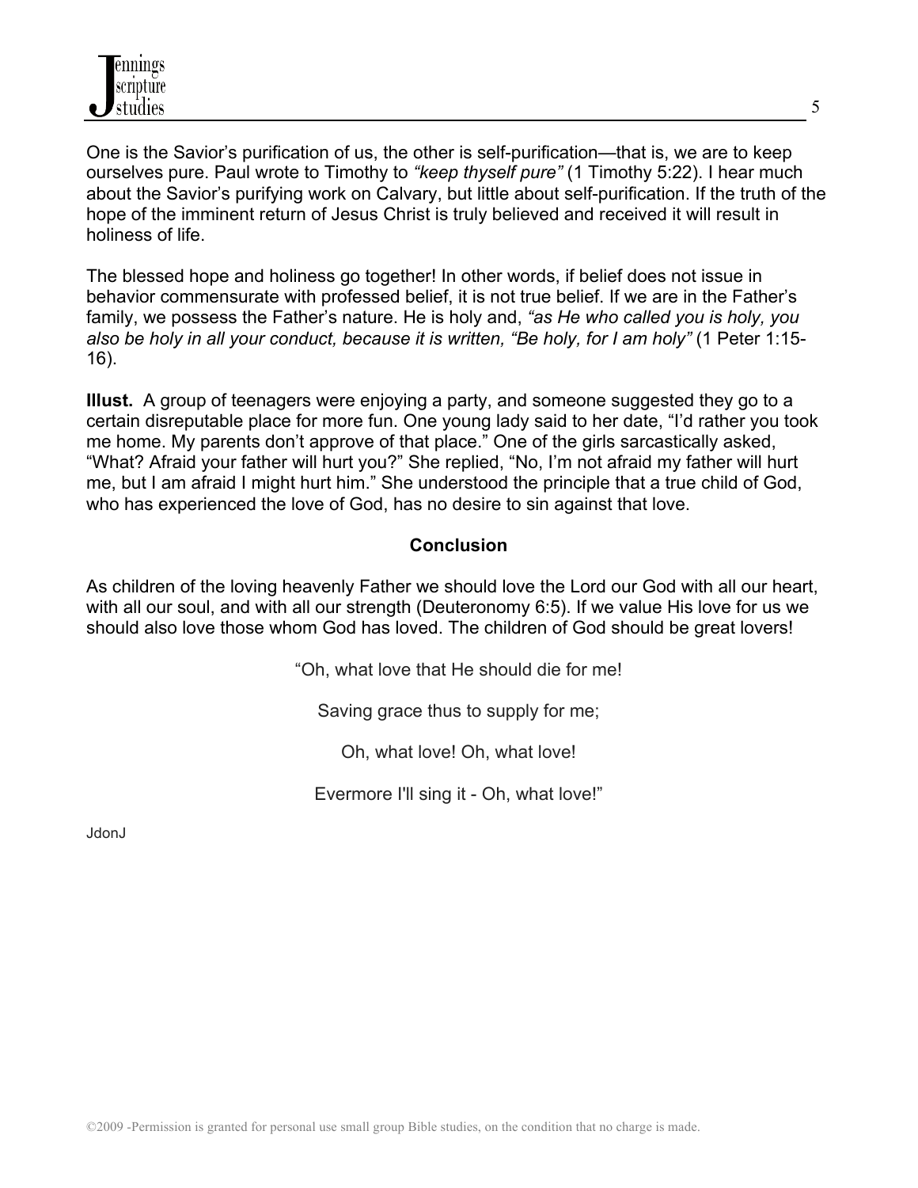One is the Savior's purification of us, the other is self-purification—that is, we are to keep ourselves pure. Paul wrote to Timothy to *"keep thyself pure"* (1 Timothy 5:22). I hear much about the Savior's purifying work on Calvary, but little about self-purification. If the truth of the hope of the imminent return of Jesus Christ is truly believed and received it will result in holiness of life.

The blessed hope and holiness go together! In other words, if belief does not issue in behavior commensurate with professed belief, it is not true belief. If we are in the Father's family, we possess the Father's nature. He is holy and, *"as He who called you is holy, you also be holy in all your conduct, because it is written, "Be holy, for I am holy"* (1 Peter 1:15-16).

**Illust.** A group of teenagers were enjoying a party, and someone suggested they go to a certain disreputable place for more fun. One young lady said to her date, "I'd rather you took me home. My parents don't approve of that place." One of the girls sarcastically asked, "What? Afraid your father will hurt you?" She replied, "No, I'm not afraid my father will hurt me, but I am afraid I might hurt him." She understood the principle that a true child of God, who has experienced the love of God, has no desire to sin against that love.

## Conclusion

As children of the loving heavenly Father we should love the Lord our God with all our heart, with all our soul, and with all our strength (Deuteronomy 6:5). If we value His love for us we should also love those whom God has loved. The children of God should be great lovers!

"Oh, what love that He should die for me!

Saving grace thus to supply for me;

Oh, what love! Oh, what love!

Evermore I'll sing it - Oh, what love!"

JdonJ

©2009 -Permission is granted for personal use small group Bible studies, on the condition that no charge is made.